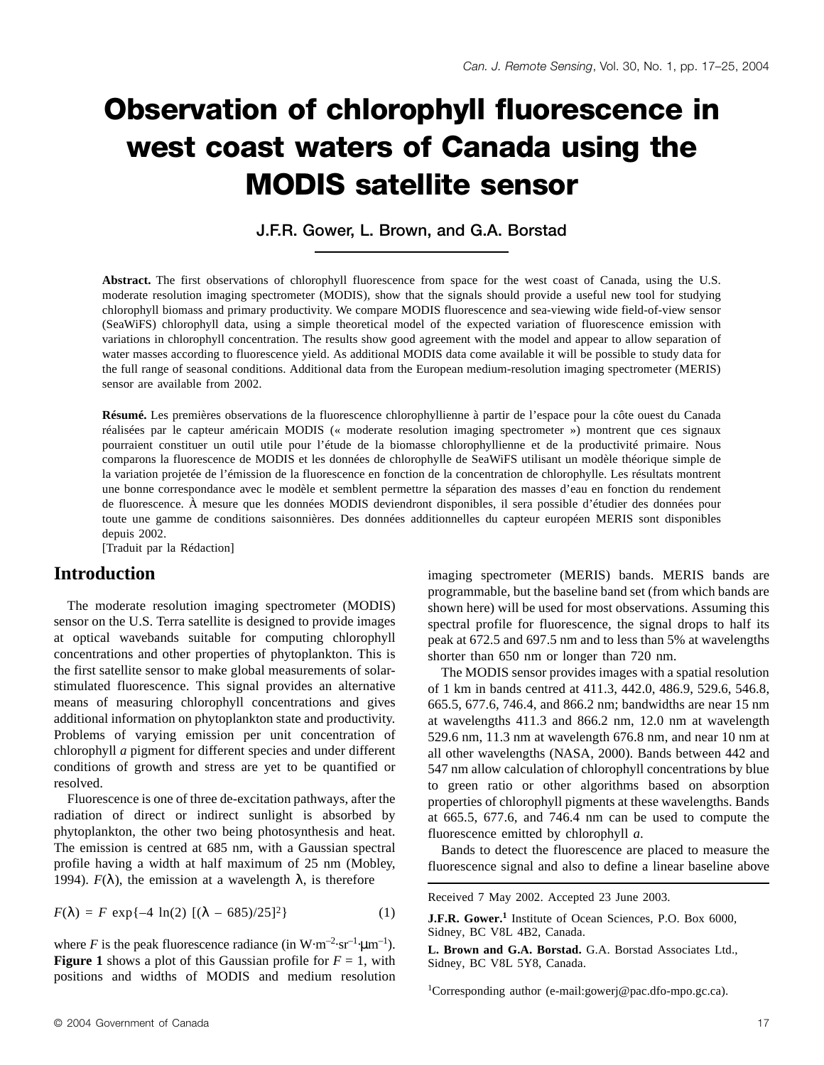# Observation of chlorophyll fluorescence in west coast waters of Canada using the MODIS satellite sensor

**J.F.R. Gower, L. Brown, and G.A. Borstad**

**Abstract.** The first observations of chlorophyll fluorescence from space for the west coast of Canada, using the U.S. moderate resolution imaging spectrometer (MODIS), show that the signals should provide a useful new tool for studying chlorophyll biomass and primary productivity. We compare MODIS fluorescence and sea-viewing wide field-of-view sensor (SeaWiFS) chlorophyll data, using a simple theoretical model of the expected variation of fluorescence emission with variations in chlorophyll concentration. The results show good agreement with the model and appear to allow separation of water masses according to fluorescence yield. As additional MODIS data come available it will be possible to study data for the full range of seasonal conditions. Additional data from the European medium-resolution imaging spectrometer (MERIS) sensor are available from 2002.

**Résumé.** Les premières observations de la fluorescence chlorophyllienne à partir de l'espace pour la côte ouest du Canada réalisées par le capteur américain MODIS (« moderate resolution imaging spectrometer ») montrent que ces signaux pourraient constituer un outil utile pour l'étude de la biomasse chlorophyllienne et de la productivité primaire. Nous comparons la fluorescence de MODIS et les données de chlorophylle de SeaWiFS utilisant un modèle théorique simple de la variation projetée de l'émission de la fluorescence en fonction de la concentration de chlorophylle. Les résultats montrent une bonne correspondance avec le modèle et semblent permettre la séparation des masses d'eau en fonction du rendement de fluorescence. À mesure que les données MODIS deviendront disponibles, il sera possible d'étudier des données pour toute une gamme de conditions saisonnières. Des données additionnelles du capteur européen MERIS sont disponibles depuis 2002.
[Traduit par la Rédaction]

## Introduction

The moderate resolution imaging spectrometer (MODIS) sensor on the U.S. Terra satellite is designed to provide images at optical wavebands suitable for computing chlorophyll concentrations and other properties of phytoplankton. This is the first satellite sensor to make global measurements of solar-stimulated fluorescence. This signal provides an alternative means of measuring chlorophyll concentrations and gives additional information on phytoplankton state and productivity. Problems of varying emission per unit concentration of chlorophyll *a* pigment for different species and under different conditions of growth and stress are yet to be quantified or resolved.

Fluorescence is one of three de-excitation pathways, after the radiation of direct or indirect sunlight is absorbed by phytoplankton, the other two being photosynthesis and heat. The emission is centred at 685 nm, with a Gaussian spectral profile having a width at half maximum of 25 nm (Mobley, 1994). $F(\lambda)$, the emission at a wavelength $\lambda$, is therefore

$$F(\lambda) = F \exp\{-4 \ln(2) [(\lambda - 685)/25]^2\} \qquad (1)$$

where $F$ is the peak fluorescence radiance (in $W \cdot m^{-2} \cdot sr^{-1} \cdot \mu m^{-1}$). **Figure 1** shows a plot of this Gaussian profile for $F = 1$, with positions and widths of MODIS and medium resolution imaging spectrometer (MERIS) bands. MERIS bands are programmable, but the baseline band set (from which bands are shown here) will be used for most observations. Assuming this spectral profile for fluorescence, the signal drops to half its peak at 672.5 and 697.5 nm and to less than 5% at wavelengths shorter than 650 nm or longer than 720 nm.

The MODIS sensor provides images with a spatial resolution of 1 km in bands centred at 411.3, 442.0, 486.9, 529.6, 546.8, 665.5, 677.6, 746.4, and 866.2 nm; bandwidths are near 15 nm at wavelengths 411.3 and 866.2 nm, 12.0 nm at wavelength 529.6 nm, 11.3 nm at wavelength 676.8 nm, and near 10 nm at all other wavelengths (NASA, 2000). Bands between 442 and 547 nm allow calculation of chlorophyll concentrations by blue to green ratio or other algorithms based on absorption properties of chlorophyll pigments at these wavelengths. Bands at 665.5, 677.6, and 746.4 nm can be used to compute the fluorescence emitted by chlorophyll *a*.

Bands to detect the fluorescence are placed to measure the fluorescence signal and also to define a linear baseline above

---

Received 7 May 2002. Accepted 23 June 2003.

**J.F.R. Gower.**[1] Institute of Ocean Sciences, P.O. Box 6000, Sidney, BC V8L 4B2, Canada.

**L. Brown and G.A. Borstad.** G.A. Borstad Associates Ltd., Sidney, BC V8L 5Y8, Canada.

[1]Corresponding author (e-mail:gowerj@pac.dfo-mpo.gc.ca).

© 2004 Government of Canada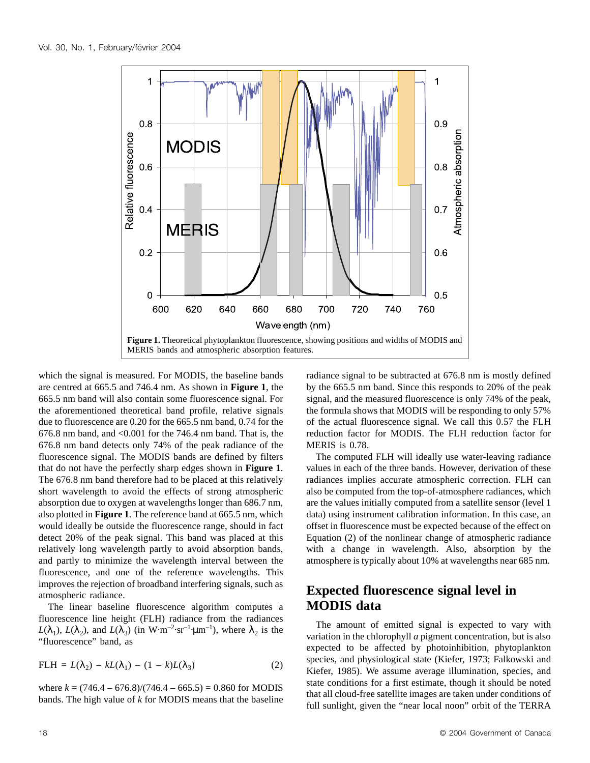**Figure 1.** Theoretical phytoplankton fluorescence, showing positions and widths of MODIS and MERIS bands and atmospheric absorption features.

which the signal is measured. For MODIS, the baseline bands are centred at 665.5 and 746.4 nm. As shown in **Figure 1**, the 665.5 nm band will also contain some fluorescence signal. For the aforementioned theoretical band profile, relative signals due to fluorescence are 0.20 for the 665.5 nm band, 0.74 for the 676.8 nm band, and <0.001 for the 746.4 nm band. That is, the 676.8 nm band detects only 74% of the peak radiance of the fluorescence signal. The MODIS bands are defined by filters that do not have the perfectly sharp edges shown in **Figure 1**. The 676.8 nm band therefore had to be placed at this relatively short wavelength to avoid the effects of strong atmospheric absorption due to oxygen at wavelengths longer than 686.7 nm, also plotted in **Figure 1**. The reference band at 665.5 nm, which would ideally be outside the fluorescence range, should in fact detect 20% of the peak signal. This band was placed at this relatively long wavelength partly to avoid absorption bands, and partly to minimize the wavelength interval between the fluorescence, and one of the reference wavelengths. This improves the rejection of broadband interfering signals, such as atmospheric radiance.

The linear baseline fluorescence algorithm computes a fluorescence line height (FLH) radiance from the radiances $L(\lambda_1)$, $L(\lambda_2)$, and $L(\lambda_3)$ (in $W \cdot m^{-2} \cdot sr^{-1} \cdot \mu m^{-1}$), where $\lambda_2$ is the "fluorescence" band, as

$$\text{FLH} = L(\lambda_2) - kL(\lambda_1) - (1 - k)L(\lambda_3) \quad (2)$$

where $k = (746.4 - 676.8)/(746.4 - 665.5) = 0.860$ for MODIS bands. The high value of $k$ for MODIS means that the baseline radiance signal to be subtracted at 676.8 nm is mostly defined by the 665.5 nm band. Since this responds to 20% of the peak signal, and the measured fluorescence is only 74% of the peak, the formula shows that MODIS will be responding to only 57% of the actual fluorescence signal. We call this 0.57 the FLH reduction factor for MODIS. The FLH reduction factor for MERIS is 0.78.

The computed FLH will ideally use water-leaving radiance values in each of the three bands. However, derivation of these radiances implies accurate atmospheric correction. FLH can also be computed from the top-of-atmosphere radiances, which are the values initially computed from a satellite sensor (level 1 data) using instrument calibration information. In this case, an offset in fluorescence must be expected because of the effect on Equation (2) of the nonlinear change of atmospheric radiance with a change in wavelength. Also, absorption by the atmosphere is typically about 10% at wavelengths near 685 nm.

## Expected fluorescence signal level in MODIS data

The amount of emitted signal is expected to vary with variation in the chlorophyll *a* pigment concentration, but is also expected to be affected by photoinhibition, phytoplankton species, and physiological state (Kiefer, 1973; Falkowski and Kiefer, 1985). We assume average illumination, species, and state conditions for a first estimate, though it should be noted that all cloud-free satellite images are taken under conditions of full sunlight, given the "near local noon" orbit of the TERRA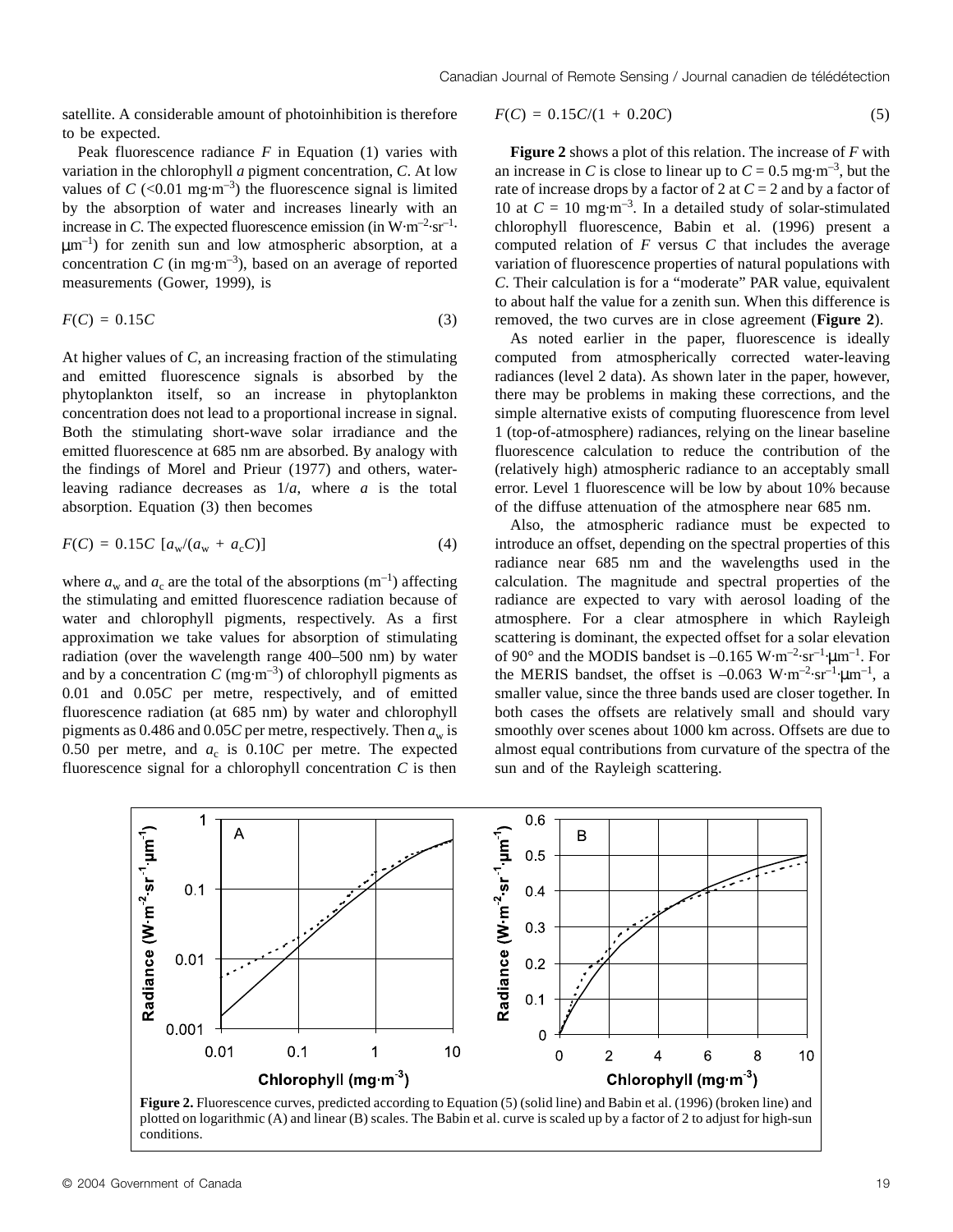satellite. A considerable amount of photoinhibition is therefore to be expected.

Peak fluorescence radiance $F$ in Equation (1) varies with variation in the chlorophyll *a* pigment concentration, $C$. At low values of $C$ (<0.01 mg·m$^{-3}$) the fluorescence signal is limited by the absorption of water and increases linearly with an increase in $C$. The expected fluorescence emission (in W·m$^{-2}$·sr$^{-1}$·μm$^{-1}$) for zenith sun and low atmospheric absorption, at a concentration $C$ (in mg·m$^{-3}$), based on an average of reported measurements (Gower, 1999), is

$$F(C) = 0.15C \tag{3}$$

At higher values of $C$, an increasing fraction of the stimulating and emitted fluorescence signals is absorbed by the phytoplankton itself, so an increase in phytoplankton concentration does not lead to a proportional increase in signal. Both the stimulating short-wave solar irradiance and the emitted fluorescence at 685 nm are absorbed. By analogy with the findings of Morel and Prieur (1977) and others, water-leaving radiance decreases as $1/a$, where $a$ is the total absorption. Equation (3) then becomes

$$F(C) = 0.15C\,[a_w/(a_w + a_cC)] \tag{4}$$

where $a_w$ and $a_c$ are the total of the absorptions (m$^{-1}$) affecting the stimulating and emitted fluorescence radiation because of water and chlorophyll pigments, respectively. As a first approximation we take values for absorption of stimulating radiation (over the wavelength range 400–500 nm) by water and by a concentration $C$ (mg·m$^{-3}$) of chlorophyll pigments as 0.01 and $0.05C$ per metre, respectively, and of emitted fluorescence radiation (at 685 nm) by water and chlorophyll pigments as 0.486 and $0.05C$ per metre, respectively. Then $a_w$ is 0.50 per metre, and $a_c$ is $0.10C$ per metre. The expected fluorescence signal for a chlorophyll concentration $C$ is then

$$F(C) = 0.15C/(1 + 0.20C) \tag{5}$$

**Figure 2** shows a plot of this relation. The increase of $F$ with an increase in $C$ is close to linear up to $C$ = 0.5 mg·m$^{-3}$, but the rate of increase drops by a factor of 2 at $C$ = 2 and by a factor of 10 at $C$ = 10 mg·m$^{-3}$. In a detailed study of solar-stimulated chlorophyll fluorescence, Babin et al. (1996) present a computed relation of $F$ versus $C$ that includes the average variation of fluorescence properties of natural populations with $C$. Their calculation is for a "moderate" PAR value, equivalent to about half the value for a zenith sun. When this difference is removed, the two curves are in close agreement (**Figure 2**).

As noted earlier in the paper, fluorescence is ideally computed from atmospherically corrected water-leaving radiances (level 2 data). As shown later in the paper, however, there may be problems in making these corrections, and the simple alternative exists of computing fluorescence from level 1 (top-of-atmosphere) radiances, relying on the linear baseline fluorescence calculation to reduce the contribution of the (relatively high) atmospheric radiance to an acceptably small error. Level 1 fluorescence will be low by about 10% because of the diffuse attenuation of the atmosphere near 685 nm.

Also, the atmospheric radiance must be expected to introduce an offset, depending on the spectral properties of this radiance near 685 nm and the wavelengths used in the calculation. The magnitude and spectral properties of the radiance are expected to vary with aerosol loading of the atmosphere. For a clear atmosphere in which Rayleigh scattering is dominant, the expected offset for a solar elevation of 90° and the MODIS bandset is –0.165 W·m$^{-2}$·sr$^{-1}$·μm$^{-1}$. For the MERIS bandset, the offset is –0.063 W·m$^{-2}$·sr$^{-1}$·μm$^{-1}$, a smaller value, since the three bands used are closer together. In both cases the offsets are relatively small and should vary smoothly over scenes about 1000 km across. Offsets are due to almost equal contributions from curvature of the spectra of the sun and of the Rayleigh scattering.

**Figure 2.** Fluorescence curves, predicted according to Equation (5) (solid line) and Babin et al. (1996) (broken line) and plotted on logarithmic (A) and linear (B) scales. The Babin et al. curve is scaled up by a factor of 2 to adjust for high-sun conditions.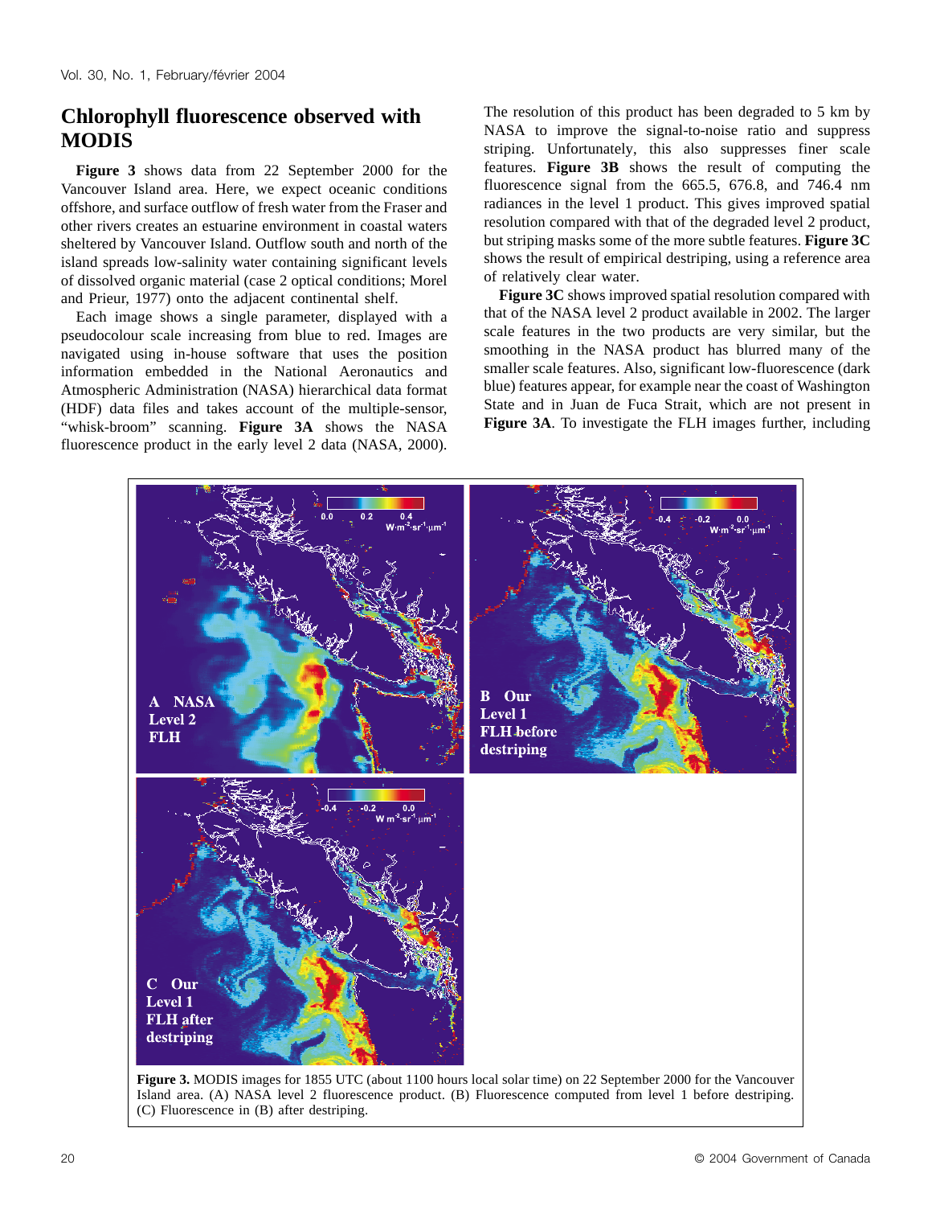## Chlorophyll fluorescence observed with MODIS

**Figure 3** shows data from 22 September 2000 for the Vancouver Island area. Here, we expect oceanic conditions offshore, and surface outflow of fresh water from the Fraser and other rivers creates an estuarine environment in coastal waters sheltered by Vancouver Island. Outflow south and north of the island spreads low-salinity water containing significant levels of dissolved organic material (case 2 optical conditions; Morel and Prieur, 1977) onto the adjacent continental shelf.

Each image shows a single parameter, displayed with a pseudocolour scale increasing from blue to red. Images are navigated using in-house software that uses the position information embedded in the National Aeronautics and Atmospheric Administration (NASA) hierarchical data format (HDF) data files and takes account of the multiple-sensor, "whisk-broom" scanning. **Figure 3A** shows the NASA fluorescence product in the early level 2 data (NASA, 2000). The resolution of this product has been degraded to 5 km by NASA to improve the signal-to-noise ratio and suppress striping. Unfortunately, this also suppresses finer scale features. **Figure 3B** shows the result of computing the fluorescence signal from the 665.5, 676.8, and 746.4 nm radiances in the level 1 product. This gives improved spatial resolution compared with that of the degraded level 2 product, but striping masks some of the more subtle features. **Figure 3C** shows the result of empirical destriping, using a reference area of relatively clear water.

**Figure 3C** shows improved spatial resolution compared with that of the NASA level 2 product available in 2002. The larger scale features in the two products are very similar, but the smoothing in the NASA product has blurred many of the smaller scale features. Also, significant low-fluorescence (dark blue) features appear, for example near the coast of Washington State and in Juan de Fuca Strait, which are not present in **Figure 3A**. To investigate the FLH images further, including

**Figure 3.** MODIS images for 1855 UTC (about 1100 hours local solar time) on 22 September 2000 for the Vancouver Island area. (A) NASA level 2 fluorescence product. (B) Fluorescence computed from level 1 before destriping. (C) Fluorescence in (B) after destriping.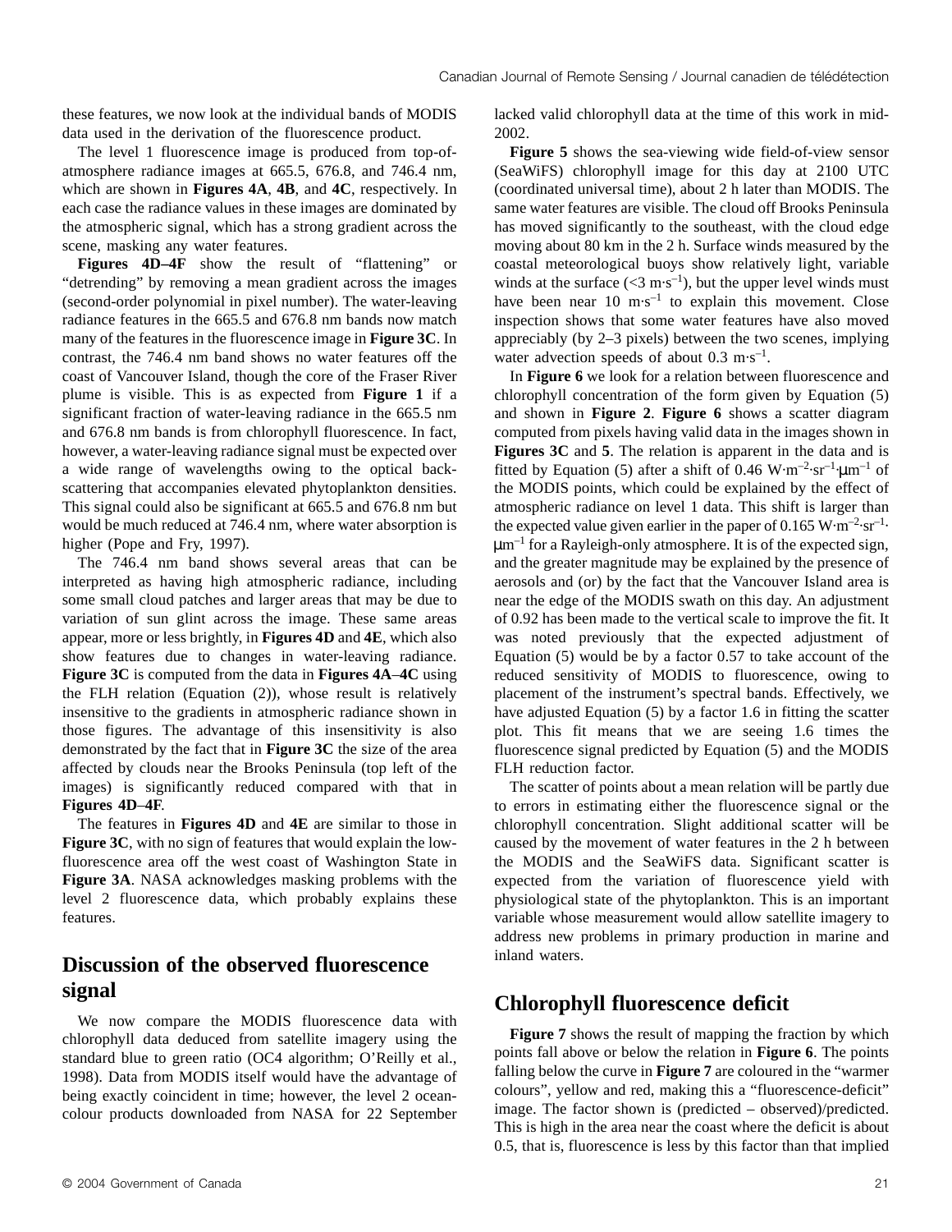these features, we now look at the individual bands of MODIS data used in the derivation of the fluorescence product.

The level 1 fluorescence image is produced from top-of-atmosphere radiance images at 665.5, 676.8, and 746.4 nm, which are shown in **Figures 4A**, **4B**, and **4C**, respectively. In each case the radiance values in these images are dominated by the atmospheric signal, which has a strong gradient across the scene, masking any water features.

**Figures 4D–4F** show the result of "flattening" or "detrending" by removing a mean gradient across the images (second-order polynomial in pixel number). The water-leaving radiance features in the 665.5 and 676.8 nm bands now match many of the features in the fluorescence image in **Figure 3C**. In contrast, the 746.4 nm band shows no water features off the coast of Vancouver Island, though the core of the Fraser River plume is visible. This is as expected from **Figure 1** if a significant fraction of water-leaving radiance in the 665.5 nm and 676.8 nm bands is from chlorophyll fluorescence. In fact, however, a water-leaving radiance signal must be expected over a wide range of wavelengths owing to the optical back-scattering that accompanies elevated phytoplankton densities. This signal could also be significant at 665.5 and 676.8 nm but would be much reduced at 746.4 nm, where water absorption is higher (Pope and Fry, 1997).

The 746.4 nm band shows several areas that can be interpreted as having high atmospheric radiance, including some small cloud patches and larger areas that may be due to variation of sun glint across the image. These same areas appear, more or less brightly, in **Figures 4D** and **4E**, which also show features due to changes in water-leaving radiance. **Figure 3C** is computed from the data in **Figures 4A–4C** using the FLH relation (Equation (2)), whose result is relatively insensitive to the gradients in atmospheric radiance shown in those figures. The advantage of this insensitivity is also demonstrated by the fact that in **Figure 3C** the size of the area affected by clouds near the Brooks Peninsula (top left of the images) is significantly reduced compared with that in **Figures 4D–4F**.

The features in **Figures 4D** and **4E** are similar to those in **Figure 3C**, with no sign of features that would explain the low-fluorescence area off the west coast of Washington State in **Figure 3A**. NASA acknowledges masking problems with the level 2 fluorescence data, which probably explains these features.

## Discussion of the observed fluorescence signal

We now compare the MODIS fluorescence data with chlorophyll data deduced from satellite imagery using the standard blue to green ratio (OC4 algorithm; O'Reilly et al., 1998). Data from MODIS itself would have the advantage of being exactly coincident in time; however, the level 2 ocean-colour products downloaded from NASA for 22 September lacked valid chlorophyll data at the time of this work in mid-2002.

**Figure 5** shows the sea-viewing wide field-of-view sensor (SeaWiFS) chlorophyll image for this day at 2100 UTC (coordinated universal time), about 2 h later than MODIS. The same water features are visible. The cloud off Brooks Peninsula has moved significantly to the southeast, with the cloud edge moving about 80 km in the 2 h. Surface winds measured by the coastal meteorological buoys show relatively light, variable winds at the surface ($<3\ \mathrm{m \cdot s^{-1}}$), but the upper level winds must have been near $10\ \mathrm{m \cdot s^{-1}}$ to explain this movement. Close inspection shows that some water features have also moved appreciably (by 2–3 pixels) between the two scenes, implying water advection speeds of about $0.3\ \mathrm{m \cdot s^{-1}}$.

In **Figure 6** we look for a relation between fluorescence and chlorophyll concentration of the form given by Equation (5) and shown in **Figure 2**. **Figure 6** shows a scatter diagram computed from pixels having valid data in the images shown in **Figures 3C** and **5**. The relation is apparent in the data and is fitted by Equation (5) after a shift of $0.46\ \mathrm{W \cdot m^{-2} \cdot sr^{-1} \cdot \mu m^{-1}}$ of the MODIS points, which could be explained by the effect of atmospheric radiance on level 1 data. This shift is larger than the expected value given earlier in the paper of $0.165\ \mathrm{W \cdot m^{-2} \cdot sr^{-1} \cdot \mu m^{-1}}$ for a Rayleigh-only atmosphere. It is of the expected sign, and the greater magnitude may be explained by the presence of aerosols and (or) by the fact that the Vancouver Island area is near the edge of the MODIS swath on this day. An adjustment of 0.92 has been made to the vertical scale to improve the fit. It was noted previously that the expected adjustment of Equation (5) would be by a factor 0.57 to take account of the reduced sensitivity of MODIS to fluorescence, owing to placement of the instrument's spectral bands. Effectively, we have adjusted Equation (5) by a factor 1.6 in fitting the scatter plot. This fit means that we are seeing 1.6 times the fluorescence signal predicted by Equation (5) and the MODIS FLH reduction factor.

The scatter of points about a mean relation will be partly due to errors in estimating either the fluorescence signal or the chlorophyll concentration. Slight additional scatter will be caused by the movement of water features in the 2 h between the MODIS and the SeaWiFS data. Significant scatter is expected from the variation of fluorescence yield with physiological state of the phytoplankton. This is an important variable whose measurement would allow satellite imagery to address new problems in primary production in marine and inland waters.

## Chlorophyll fluorescence deficit

**Figure 7** shows the result of mapping the fraction by which points fall above or below the relation in **Figure 6**. The points falling below the curve in **Figure 7** are coloured in the "warmer colours", yellow and red, making this a "fluorescence-deficit" image. The factor shown is (predicted – observed)/predicted. This is high in the area near the coast where the deficit is about 0.5, that is, fluorescence is less by this factor than that implied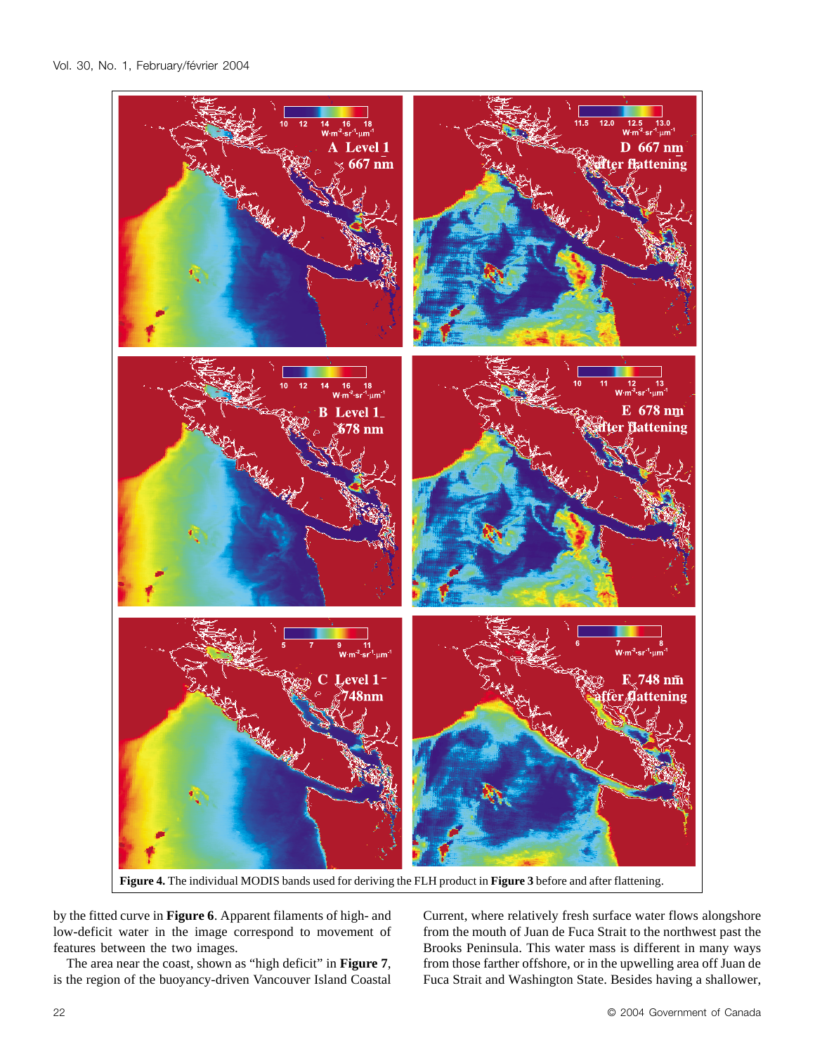**Figure 4.** The individual MODIS bands used for deriving the FLH product in **Figure 3** before and after flattening.

by the fitted curve in **Figure 6**. Apparent filaments of high- and low-deficit water in the image correspond to movement of features between the two images.

The area near the coast, shown as "high deficit" in **Figure 7**, is the region of the buoyancy-driven Vancouver Island Coastal Current, where relatively fresh surface water flows alongshore from the mouth of Juan de Fuca Strait to the northwest past the Brooks Peninsula. This water mass is different in many ways from those farther offshore, or in the upwelling area off Juan de Fuca Strait and Washington State. Besides having a shallower,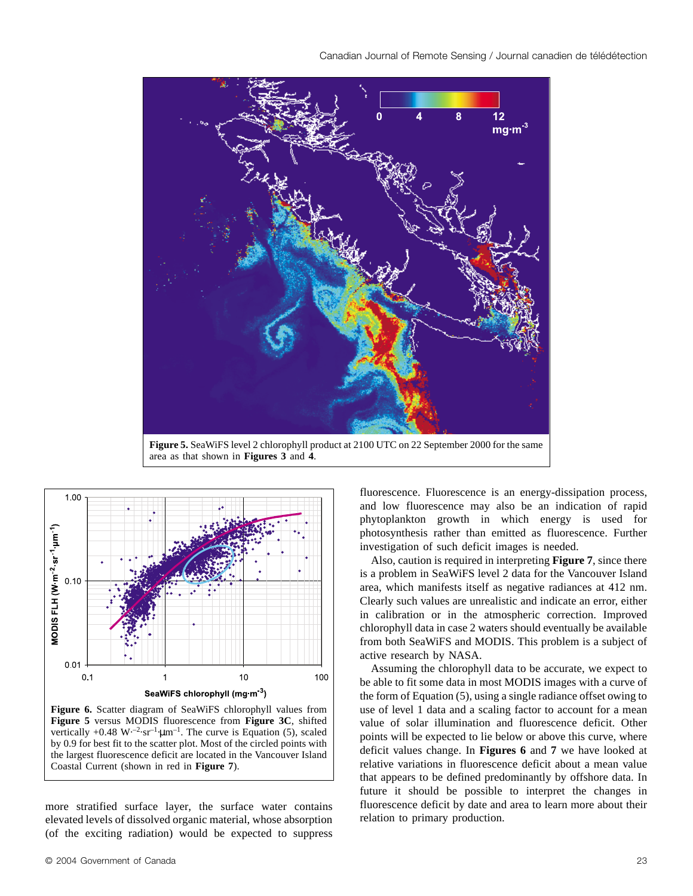**Figure 5.** SeaWiFS level 2 chlorophyll product at 2100 UTC on 22 September 2000 for the same area as that shown in **Figures 3** and **4**.

**Figure 6.** Scatter diagram of SeaWiFS chlorophyll values from **Figure 5** versus MODIS fluorescence from **Figure 3C**, shifted vertically +0.48 $W{\cdot}m^{-2}{\cdot}sr^{-1}{\cdot}\mu m^{-1}$. The curve is Equation (5), scaled by 0.9 for best fit to the scatter plot. Most of the circled points with the largest fluorescence deficit are located in the Vancouver Island Coastal Current (shown in red in **Figure 7**).

more stratified surface layer, the surface water contains elevated levels of dissolved organic material, whose absorption (of the exciting radiation) would be expected to suppress fluorescence. Fluorescence is an energy-dissipation process, and low fluorescence may also be an indication of rapid phytoplankton growth in which energy is used for photosynthesis rather than emitted as fluorescence. Further investigation of such deficit images is needed.

Also, caution is required in interpreting **Figure 7**, since there is a problem in SeaWiFS level 2 data for the Vancouver Island area, which manifests itself as negative radiances at 412 nm. Clearly such values are unrealistic and indicate an error, either in calibration or in the atmospheric correction. Improved chlorophyll data in case 2 waters should eventually be available from both SeaWiFS and MODIS. This problem is a subject of active research by NASA.

Assuming the chlorophyll data to be accurate, we expect to be able to fit some data in most MODIS images with a curve of the form of Equation (5), using a single radiance offset owing to use of level 1 data and a scaling factor to account for a mean value of solar illumination and fluorescence deficit. Other points will be expected to lie below or above this curve, where deficit values change. In **Figures 6** and **7** we have looked at relative variations in fluorescence deficit about a mean value that appears to be defined predominantly by offshore data. In future it should be possible to interpret the changes in fluorescence deficit by date and area to learn more about their relation to primary production.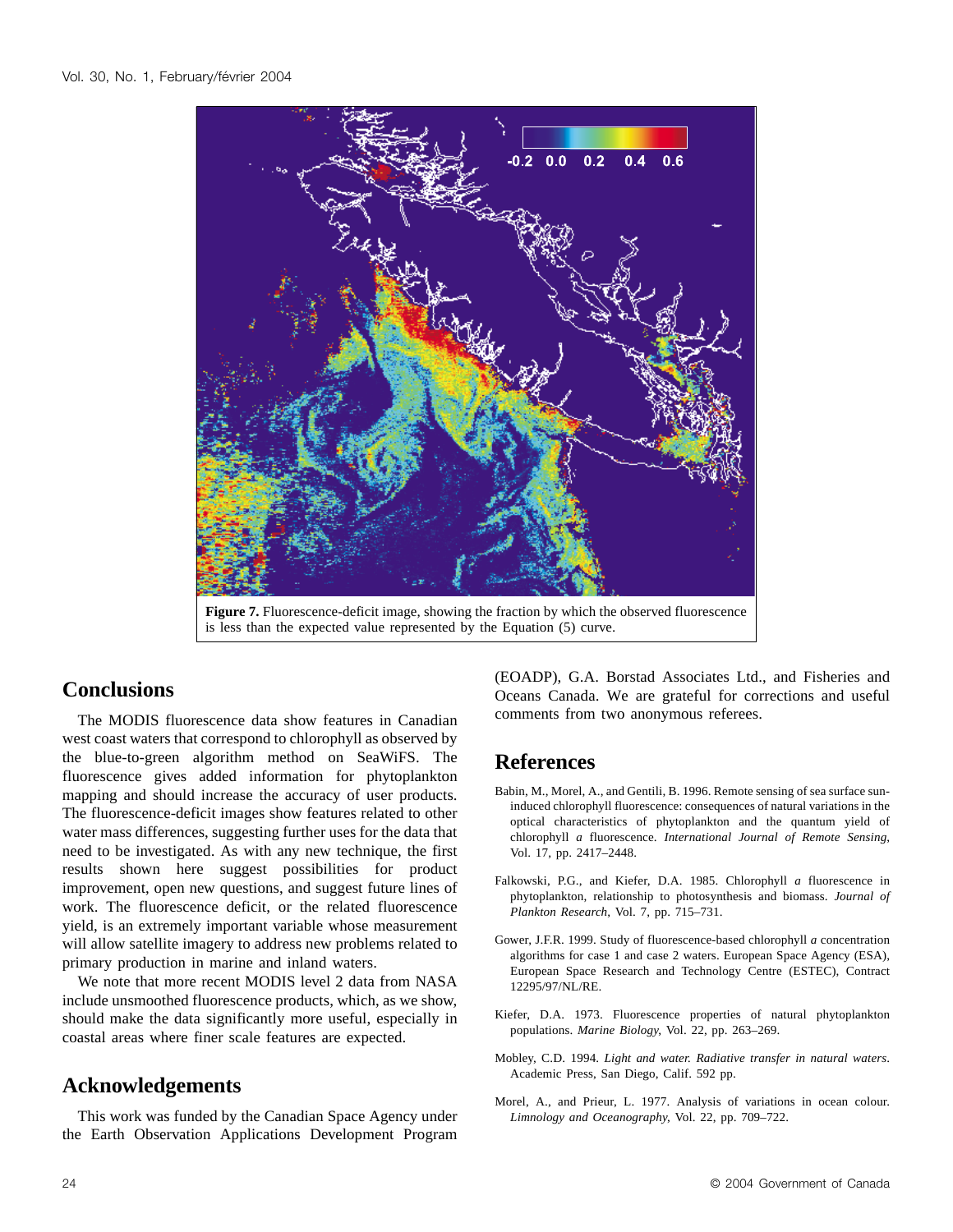**Figure 7.** Fluorescence-deficit image, showing the fraction by which the observed fluorescence is less than the expected value represented by the Equation (5) curve.

## Conclusions

The MODIS fluorescence data show features in Canadian west coast waters that correspond to chlorophyll as observed by the blue-to-green algorithm method on SeaWiFS. The fluorescence gives added information for phytoplankton mapping and should increase the accuracy of user products. The fluorescence-deficit images show features related to other water mass differences, suggesting further uses for the data that need to be investigated. As with any new technique, the first results shown here suggest possibilities for product improvement, open new questions, and suggest future lines of work. The fluorescence deficit, or the related fluorescence yield, is an extremely important variable whose measurement will allow satellite imagery to address new problems related to primary production in marine and inland waters.

We note that more recent MODIS level 2 data from NASA include unsmoothed fluorescence products, which, as we show, should make the data significantly more useful, especially in coastal areas where finer scale features are expected.

## Acknowledgements

This work was funded by the Canadian Space Agency under the Earth Observation Applications Development Program (EOADP), G.A. Borstad Associates Ltd., and Fisheries and Oceans Canada. We are grateful for corrections and useful comments from two anonymous referees.

## References

Babin, M., Morel, A., and Gentili, B. 1996. Remote sensing of sea surface sun-induced chlorophyll fluorescence: consequences of natural variations in the optical characteristics of phytoplankton and the quantum yield of chlorophyll *a* fluorescence. *International Journal of Remote Sensing*, Vol. 17, pp. 2417–2448.

Falkowski, P.G., and Kiefer, D.A. 1985. Chlorophyll *a* fluorescence in phytoplankton, relationship to photosynthesis and biomass. *Journal of Plankton Research*, Vol. 7, pp. 715–731.

Gower, J.F.R. 1999. Study of fluorescence-based chlorophyll *a* concentration algorithms for case 1 and case 2 waters. European Space Agency (ESA), European Space Research and Technology Centre (ESTEC), Contract 12295/97/NL/RE.

Kiefer, D.A. 1973. Fluorescence properties of natural phytoplankton populations. *Marine Biology*, Vol. 22, pp. 263–269.

Mobley, C.D. 1994. *Light and water. Radiative transfer in natural waters*. Academic Press, San Diego, Calif. 592 pp.

Morel, A., and Prieur, L. 1977. Analysis of variations in ocean colour. *Limnology and Oceanography*, Vol. 22, pp. 709–722.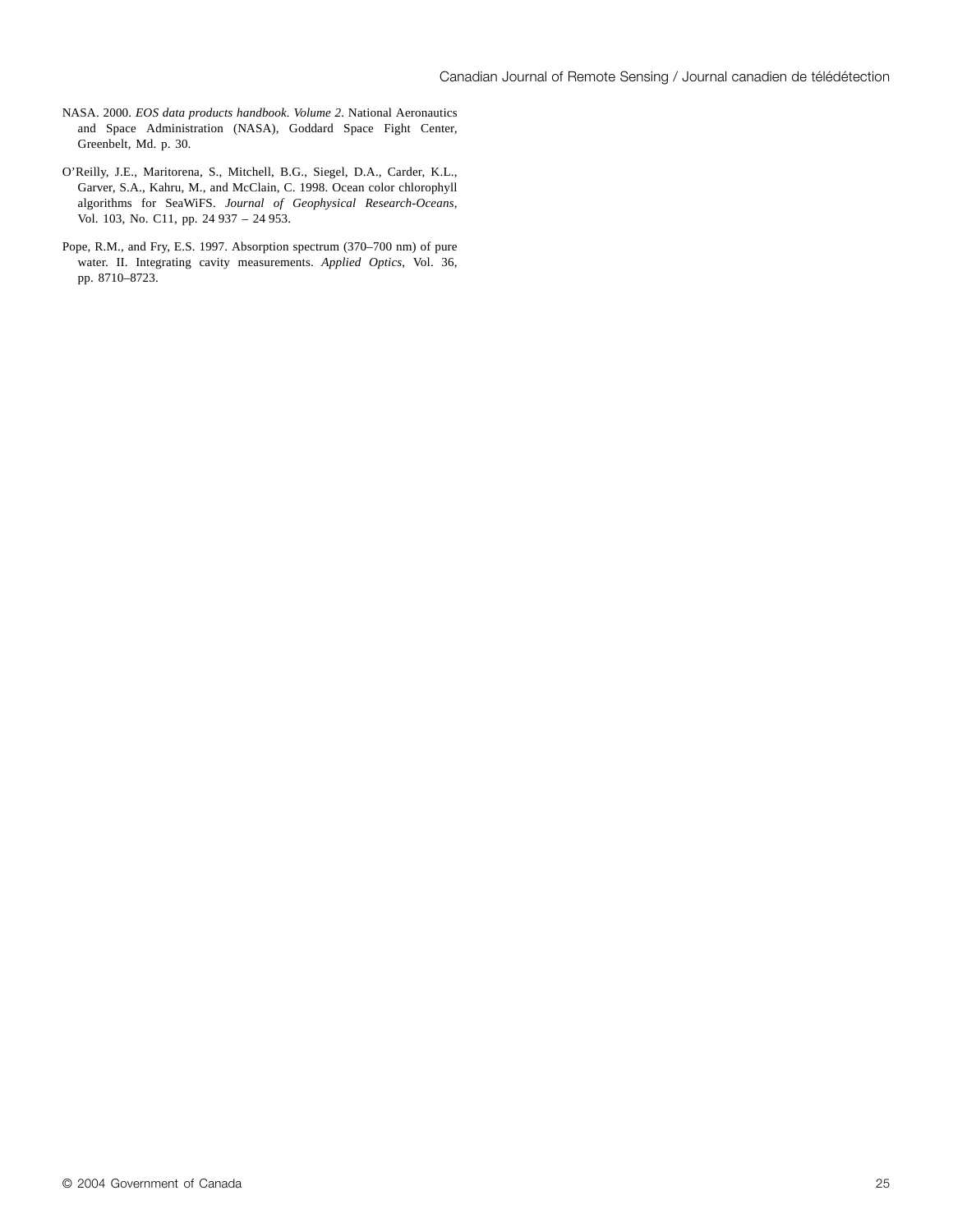NASA. 2000. *EOS data products handbook. Volume 2*. National Aeronautics and Space Administration (NASA), Goddard Space Fight Center, Greenbelt, Md. p. 30.

O'Reilly, J.E., Maritorena, S., Mitchell, B.G., Siegel, D.A., Carder, K.L., Garver, S.A., Kahru, M., and McClain, C. 1998. Ocean color chlorophyll algorithms for SeaWiFS. *Journal of Geophysical Research-Oceans*, Vol. 103, No. C11, pp. 24 937 – 24 953.

Pope, R.M., and Fry, E.S. 1997. Absorption spectrum (370–700 nm) of pure water. II. Integrating cavity measurements. *Applied Optics*, Vol. 36, pp. 8710–8723.